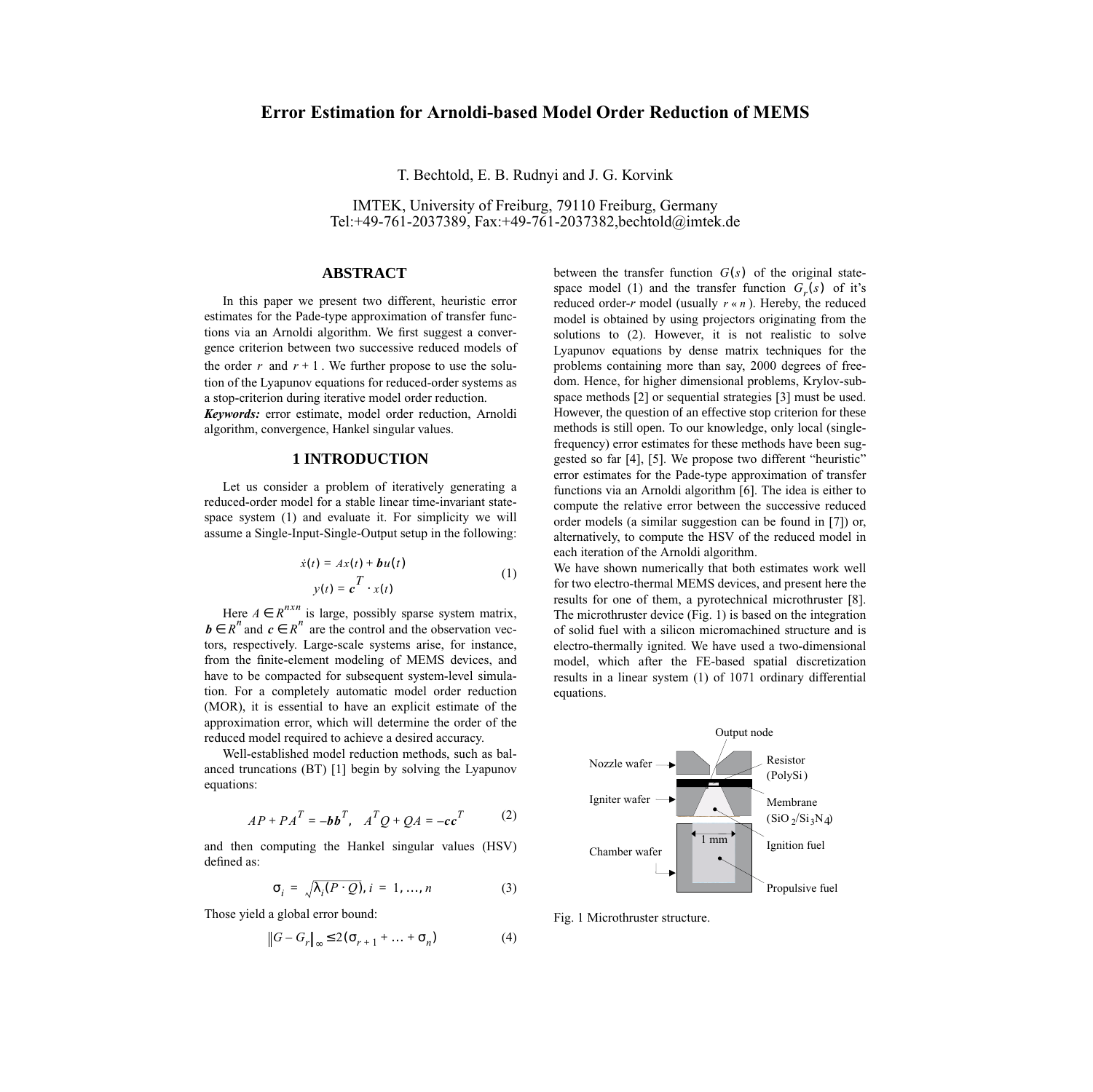# Error Estimation for Arnoldi-based Model Order Reduction of MEMS

T. Bechtold, E. B. Rudnyi and J. G. Korvink

IMTEK, University of Freiburg, 79110 Freiburg, Germany
Tel:+49-761-2037389, Fax:+49-761-2037382,bechtold@imtek.de

## ABSTRACT

In this paper we present two different, heuristic error estimates for the Pade-type approximation of transfer functions via an Arnoldi algorithm. We first suggest a convergence criterion between two successive reduced models of the order $r$ and $r+1$. We further propose to use the solution of the Lyapunov equations for reduced-order systems as a stop-criterion during iterative model order reduction.

***Keywords:*** error estimate, model order reduction, Arnoldi algorithm, convergence, Hankel singular values.

## 1 INTRODUCTION

Let us consider a problem of iteratively generating a reduced-order model for a stable linear time-invariant state-space system (1) and evaluate it. For simplicity we will assume a Single-Input-Single-Output setup in the following:

$$\dot{x}(t) = Ax(t) + \boldsymbol{b}u(t)$$
$$y(t) = \boldsymbol{c}^T \cdot x(t) \tag{1}$$

Here $A \in R^{nxn}$ is large, possibly sparse system matrix, $\boldsymbol{b} \in R^n$ and $\boldsymbol{c} \in R^n$ are the control and the observation vectors, respectively. Large-scale systems arise, for instance, from the finite-element modeling of MEMS devices, and have to be compacted for subsequent system-level simulation. For a completely automatic model order reduction (MOR), it is essential to have an explicit estimate of the approximation error, which will determine the order of the reduced model required to achieve a desired accuracy.

Well-established model reduction methods, such as balanced truncations (BT) [1] begin by solving the Lyapunov equations:

$$AP + PA^T = -\boldsymbol{bb}^T, \quad A^TQ + QA = -\boldsymbol{cc}^T \tag{2}$$

and then computing the Hankel singular values (HSV) defined as:

$$\sigma_i = \sqrt{\lambda_i(P \cdot Q)}, \; i = 1, \ldots, n \tag{3}$$

Those yield a global error bound:

$$\|G - G_r\|_\infty \le 2(\sigma_{r+1} + \ldots + \sigma_n) \tag{4}$$

between the transfer function $G(s)$ of the original state-space model (1) and the transfer function $G_r(s)$ of it's reduced order-$r$ model (usually $r \ll n$). Hereby, the reduced model is obtained by using projectors originating from the solutions to (2). However, it is not realistic to solve Lyapunov equations by dense matrix techniques for the problems containing more than say, 2000 degrees of freedom. Hence, for higher dimensional problems, Krylov-subspace methods [2] or sequential strategies [3] must be used. However, the question of an effective stop criterion for these methods is still open. To our knowledge, only local (single-frequency) error estimates for these methods have been suggested so far [4], [5]. We propose two different "heuristic" error estimates for the Pade-type approximation of transfer functions via an Arnoldi algorithm [6]. The idea is either to compute the relative error between the successive reduced order models (a similar suggestion can be found in [7]) or, alternatively, to compute the HSV of the reduced model in each iteration of the Arnoldi algorithm.

We have shown numerically that both estimates work well for two electro-thermal MEMS devices, and present here the results for one of them, a pyrotechnical microthruster [8]. The microthruster device (Fig. 1) is based on the integration of solid fuel with a silicon micromachined structure and is electro-thermally ignited. We have used a two-dimensional model, which after the FE-based spatial discretization results in a linear system (1) of 1071 ordinary differential equations.

Output node

Nozzle wafer — Resistor (PolySi)

Igniter wafer — Membrane ($SiO_2/Si_3N_4$)

1 mm — Ignition fuel

Chamber wafer — Propulsive fuel

Fig. 1 Microthruster structure.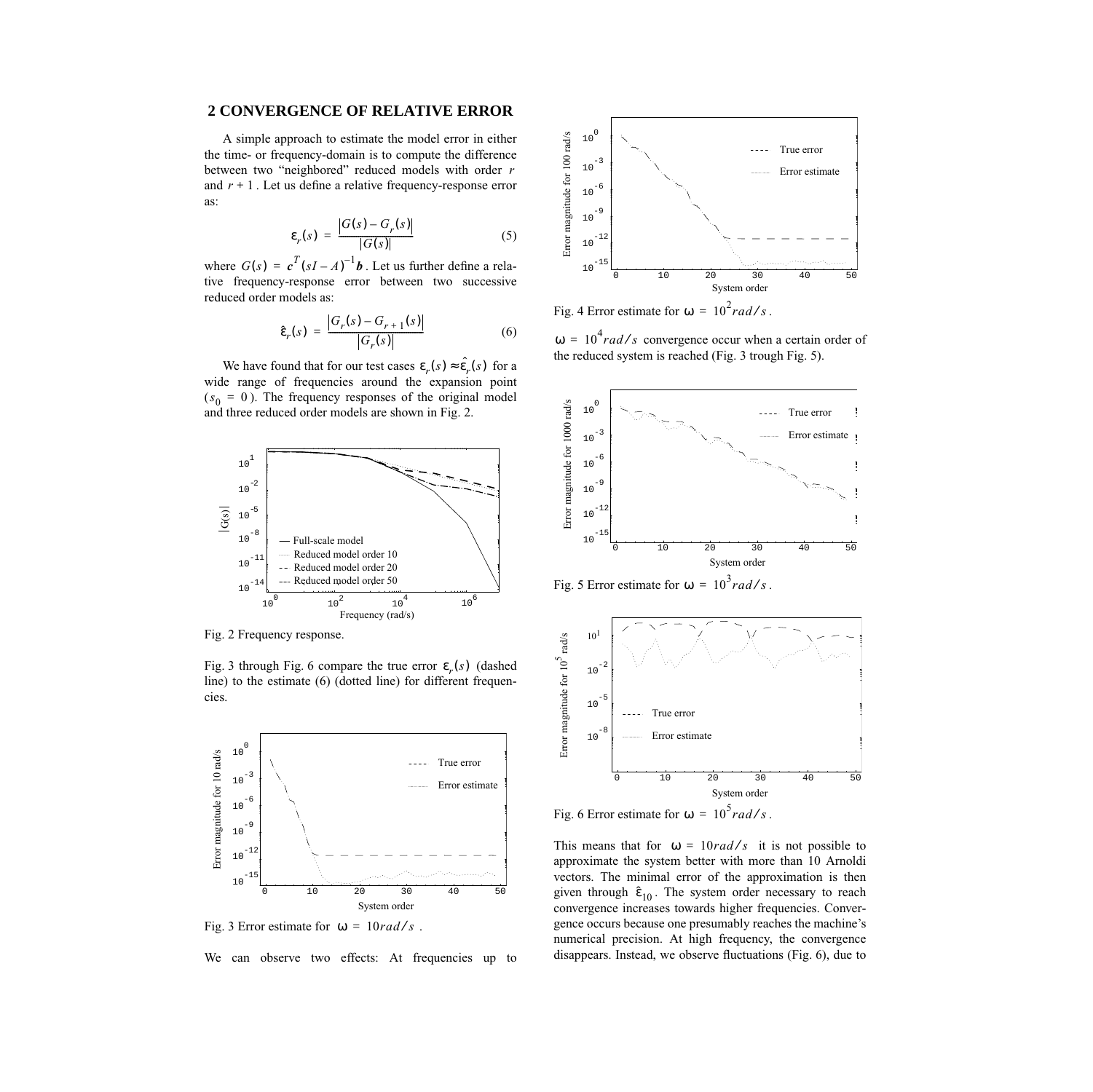## 2 CONVERGENCE OF RELATIVE ERROR

A simple approach to estimate the model error in either the time- or frequency-domain is to compute the difference between two "neighbored" reduced models with order $r$ and $r+1$. Let us define a relative frequency-response error as:

$$\varepsilon_r(s) = \frac{|G(s) - G_r(s)|}{|G(s)|} \tag{5}$$

where $G(s) = \boldsymbol{c}^T(sI - A)^{-1}\boldsymbol{b}$. Let us further define a relative frequency-response error between two successive reduced order models as:

$$\hat{\varepsilon}_r(s) = \frac{|G_r(s) - G_{r+1}(s)|}{|G_r(s)|} \tag{6}$$

We have found that for our test cases $\varepsilon_r(s) \approx \hat{\varepsilon}_r(s)$ for a wide range of frequencies around the expansion point ($s_0 = 0$). The frequency responses of the original model and three reduced order models are shown in Fig. 2.

Fig. 2 Frequency response.

Fig. 3 through Fig. 6 compare the true error $\varepsilon_r(s)$ (dashed line) to the estimate (6) (dotted line) for different frequencies.

Fig. 3 Error estimate for $\omega = 10\,rad/s$.

Fig. 4 Error estimate for $\omega = 10^2\,rad/s$.

We can observe two effects: At frequencies up to $\omega = 10^4\,rad/s$ convergence occur when a certain order of the reduced system is reached (Fig. 3 trough Fig. 5).

Fig. 5 Error estimate for $\omega = 10^3\,rad/s$.

Fig. 6 Error estimate for $\omega = 10^5\,rad/s$.

This means that for $\omega = 10\,rad/s$ it is not possible to approximate the system better with more than 10 Arnoldi vectors. The minimal error of the approximation is then given through $\hat{\varepsilon}_{10}$. The system order necessary to reach convergence increases towards higher frequencies. Convergence occurs because one presumably reaches the machine's numerical precision. At high frequency, the convergence disappears. Instead, we observe fluctuations (Fig. 6), due to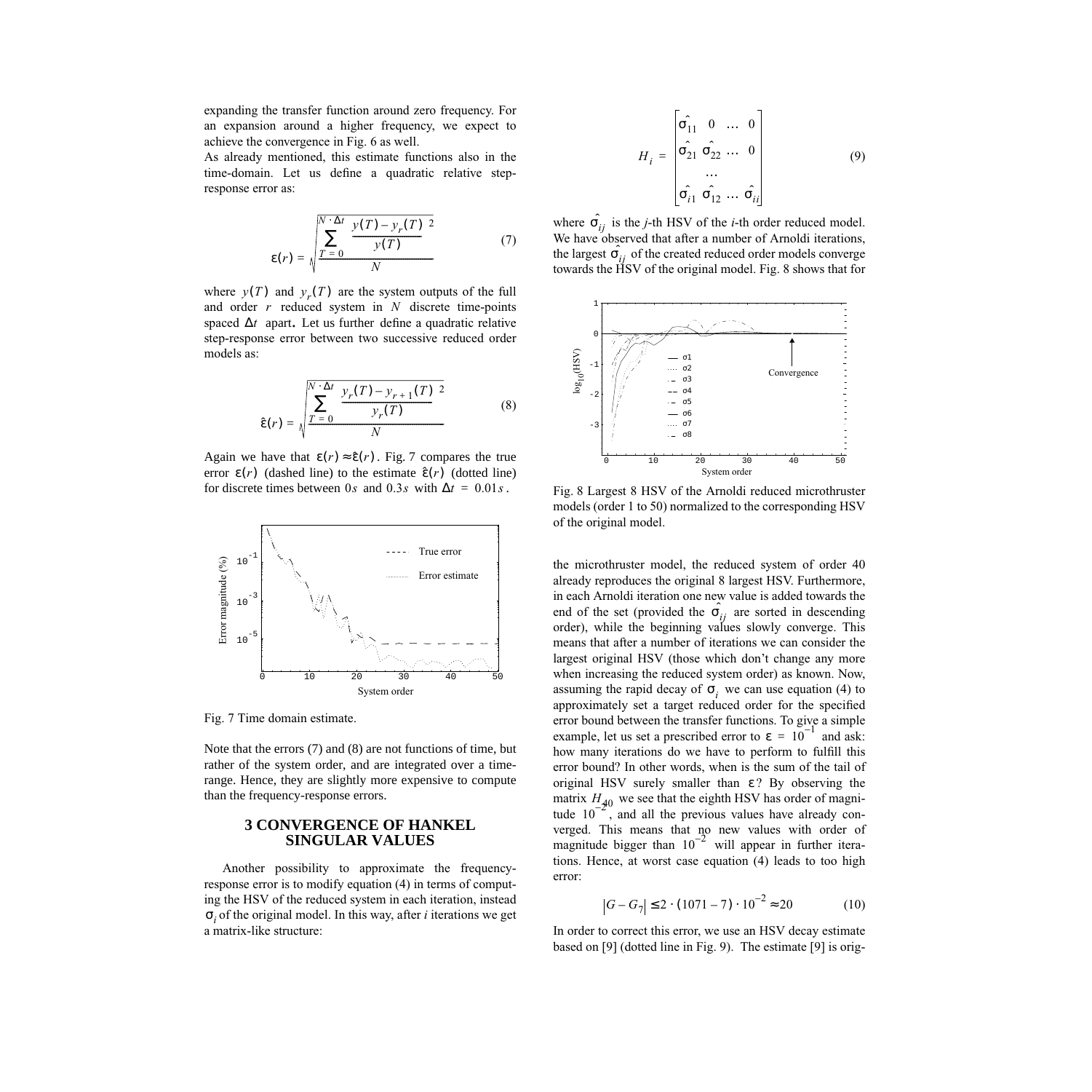expanding the transfer function around zero frequency. For an expansion around a higher frequency, we expect to achieve the convergence in Fig. 6 as well.

As already mentioned, this estimate functions also in the time-domain. Let us define a quadratic relative step-response error as:

$$\varepsilon(r) = \sqrt{\frac{\sum_{T=0}^{N \cdot \Delta t} \left(\frac{y(T) - y_r(T)}{y(T)}\right)^2}{N}} \tag{7}$$

where $y(T)$ and $y_r(T)$ are the system outputs of the full and order $r$ reduced system in $N$ discrete time-points spaced $\Delta t$ apart. Let us further define a quadratic relative step-response error between two successive reduced order models as:

$$\hat{\varepsilon}(r) = \sqrt{\frac{\sum_{T=0}^{N \cdot \Delta t} \left(\frac{y_r(T) - y_{r+1}(T)}{y_r(T)}\right)^2}{N}} \tag{8}$$

Again we have that $\varepsilon(r) \approx \hat{\varepsilon}(r)$. Fig. 7 compares the true error $\varepsilon(r)$ (dashed line) to the estimate $\hat{\varepsilon}(r)$ (dotted line) for discrete times between $0s$ and $0.3s$ with $\Delta t = 0.01s$.

Fig. 7 Time domain estimate.

Note that the errors (7) and (8) are not functions of time, but rather of the system order, and are integrated over a time-range. Hence, they are slightly more expensive to compute than the frequency-response errors.

## 3 CONVERGENCE OF HANKEL SINGULAR VALUES

Another possibility to approximate the frequency-response error is to modify equation (4) in terms of computing the HSV of the reduced system in each iteration, instead $\sigma_i$ of the original model. In this way, after $i$ iterations we get a matrix-like structure:

$$H_i = \begin{bmatrix} \hat{\sigma}_{11} & 0 & \dots & 0 \\ \hat{\sigma}_{21} & \hat{\sigma}_{22} & \dots & 0 \\ & \dots & & \\ \hat{\sigma}_{i1} & \hat{\sigma}_{12} & \dots & \hat{\sigma}_{ii} \end{bmatrix} \tag{9}$$

where $\hat{\sigma}_{ij}$ is the $j$-th HSV of the $i$-th order reduced model. We have observed that after a number of Arnoldi iterations, the largest $\hat{\sigma}_{ij}$ of the created reduced order models converge towards the HSV of the original model. Fig. 8 shows that for

Fig. 8 Largest 8 HSV of the Arnoldi reduced microthruster models (order 1 to 50) normalized to the corresponding HSV of the original model.

the microthruster model, the reduced system of order 40 already reproduces the original 8 largest HSV. Furthermore, in each Arnoldi iteration one new value is added towards the end of the set (provided the $\hat{\sigma}_{ij}$ are sorted in descending order), while the beginning values slowly converge. This means that after a number of iterations we can consider the largest original HSV (those which don't change any more when increasing the reduced system order) as known. Now, assuming the rapid decay of $\sigma_i$ we can use equation (4) to approximately set a target reduced order for the specified error bound between the transfer functions. To give a simple example, let us set a prescribed error to $\varepsilon = 10^{-1}$ and ask: how many iterations do we have to perform to fulfill this error bound? In other words, when is the sum of the tail of original HSV surely smaller than $\varepsilon$? By observing the matrix $H_{40}$ we see that the eighth HSV has order of magnitude $10^{-2}$, and all the previous values have already converged. This means that no new values with order of magnitude bigger than $10^{-2}$ will appear in further iterations. Hence, at worst case equation (4) leads to too high error:

$$|G - G_7| \le 2 \cdot (1071 - 7) \cdot 10^{-2} \approx 20 \tag{10}$$

In order to correct this error, we use an HSV decay estimate based on [9] (dotted line in Fig. 9). The estimate [9] is orig-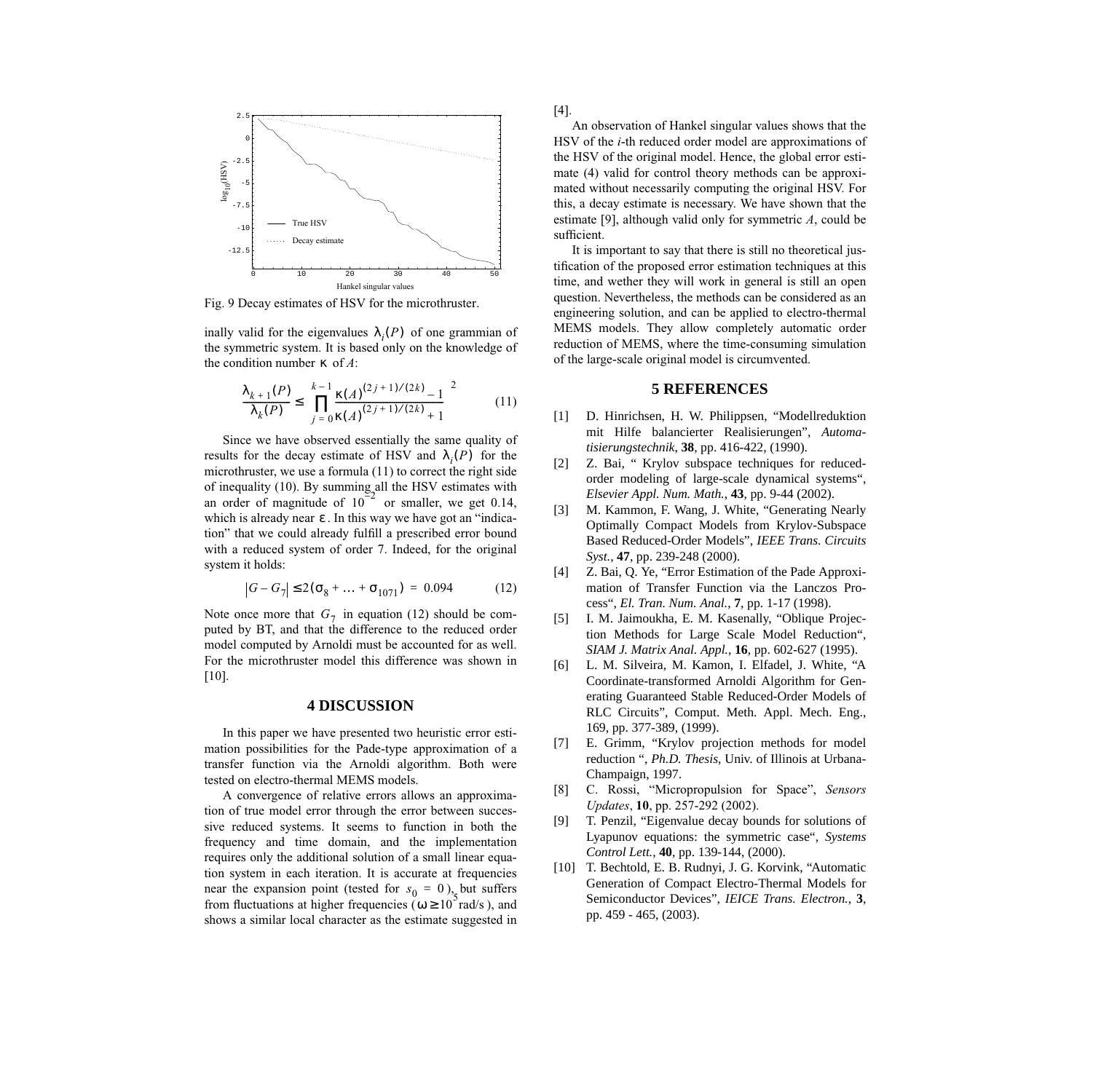2.5
0
-2.5
-5
-7.5
-10
-12.5
0
10
20
30
40
50
$\log_{10}$(HSV)
Hankel singular values
True HSV
Decay estimate

Fig. 9 Decay estimates of HSV for the microthruster.

inally valid for the eigenvalues $\lambda_i(P)$ of one grammian of the symmetric system. It is based only on the knowledge of the condition number $\kappa$ of $A$:

$$\frac{\lambda_{k+1}(P)}{\lambda_k(P)} \leq \prod_{j=0}^{k-1} \left( \frac{\kappa(A)^{(2j+1)/(2k)} - 1}{\kappa(A)^{(2j+1)/(2k)} + 1} \right)^2 \tag{11}$$

Since we have observed essentially the same quality of results for the decay estimate of HSV and $\lambda_i(P)$ for the microthruster, we use a formula (11) to correct the right side of inequality (10). By summing all the HSV estimates with an order of magnitude of $10^{-2}$ or smaller, we get 0.14, which is already near $\varepsilon$. In this way we have got an "indication" that we could already fulfill a prescribed error bound with a reduced system of order 7. Indeed, for the original system it holds:

$$|G - G_7| \leq 2(\sigma_8 + \ldots + \sigma_{1071}) = 0.094 \tag{12}$$

Note once more that $G_7$ in equation (12) should be computed by BT, and that the difference to the reduced order model computed by Arnoldi must be accounted for as well. For the microthruster model this difference was shown in [10].

## 4 DISCUSSION

In this paper we have presented two heuristic error estimation possibilities for the Pade-type approximation of a transfer function via the Arnoldi algorithm. Both were tested on electro-thermal MEMS models.

A convergence of relative errors allows an approximation of true model error through the error between successive reduced systems. It seems to function in both the frequency and time domain, and the implementation requires only the additional solution of a small linear equation system in each iteration. It is accurate at frequencies near the expansion point (tested for $s_0 = 0$), but suffers from fluctuations at higher frequencies ($\omega \geq 10^5$ rad/s), and shows a similar local character as the estimate suggested in [4].

An observation of Hankel singular values shows that the HSV of the *i*-th reduced order model are approximations of the HSV of the original model. Hence, the global error estimate (4) valid for control theory methods can be approximated without necessarily computing the original HSV. For this, a decay estimate is necessary. We have shown that the estimate [9], although valid only for symmetric $A$, could be sufficient.

It is important to say that there is still no theoretical justification of the proposed error estimation techniques at this time, and wether they will work in general is still an open question. Nevertheless, the methods can be considered as an engineering solution, and can be applied to electro-thermal MEMS models. They allow completely automatic order reduction of MEMS, where the time-consuming simulation of the large-scale original model is circumvented.

## 5 REFERENCES

[1] D. Hinrichsen, H. W. Philippsen, "Modellreduktion mit Hilfe balancierter Realisierungen", *Automatisierungstechnik*, **38**, pp. 416-422, (1990).

[2] Z. Bai, " Krylov subspace techniques for reduced-order modeling of large-scale dynamical systems", *Elsevier Appl. Num. Math.*, **43**, pp. 9-44 (2002).

[3] M. Kammon, F. Wang, J. White, "Generating Nearly Optimally Compact Models from Krylov-Subspace Based Reduced-Order Models", *IEEE Trans. Circuits Syst.*, **47**, pp. 239-248 (2000).

[4] Z. Bai, Q. Ye, "Error Estimation of the Pade Approximation of Transfer Function via the Lanczos Process", *El. Tran. Num. Anal.*, **7**, pp. 1-17 (1998).

[5] I. M. Jaimoukha, E. M. Kasenally, "Oblique Projection Methods for Large Scale Model Reduction", *SIAM J. Matrix Anal. Appl.*, **16**, pp. 602-627 (1995).

[6] L. M. Silveira, M. Kamon, I. Elfadel, J. White, "A Coordinate-transformed Arnoldi Algorithm for Generating Guaranteed Stable Reduced-Order Models of RLC Circuits", Comput. Meth. Appl. Mech. Eng., 169, pp. 377-389, (1999).

[7] E. Grimm, "Krylov projection methods for model reduction ", *Ph.D. Thesis*, Univ. of Illinois at Urbana-Champaign, 1997.

[8] C. Rossi, "Micropropulsion for Space", *Sensors Updates*, **10**, pp. 257-292 (2002).

[9] T. Penzil, "Eigenvalue decay bounds for solutions of Lyapunov equations: the symmetric case", *Systems Control Lett.*, **40**, pp. 139-144, (2000).

[10] T. Bechtold, E. B. Rudnyi, J. G. Korvink, "Automatic Generation of Compact Electro-Thermal Models for Semiconductor Devices", *IEICE Trans. Electron.*, **3**, pp. 459 - 465, (2003).